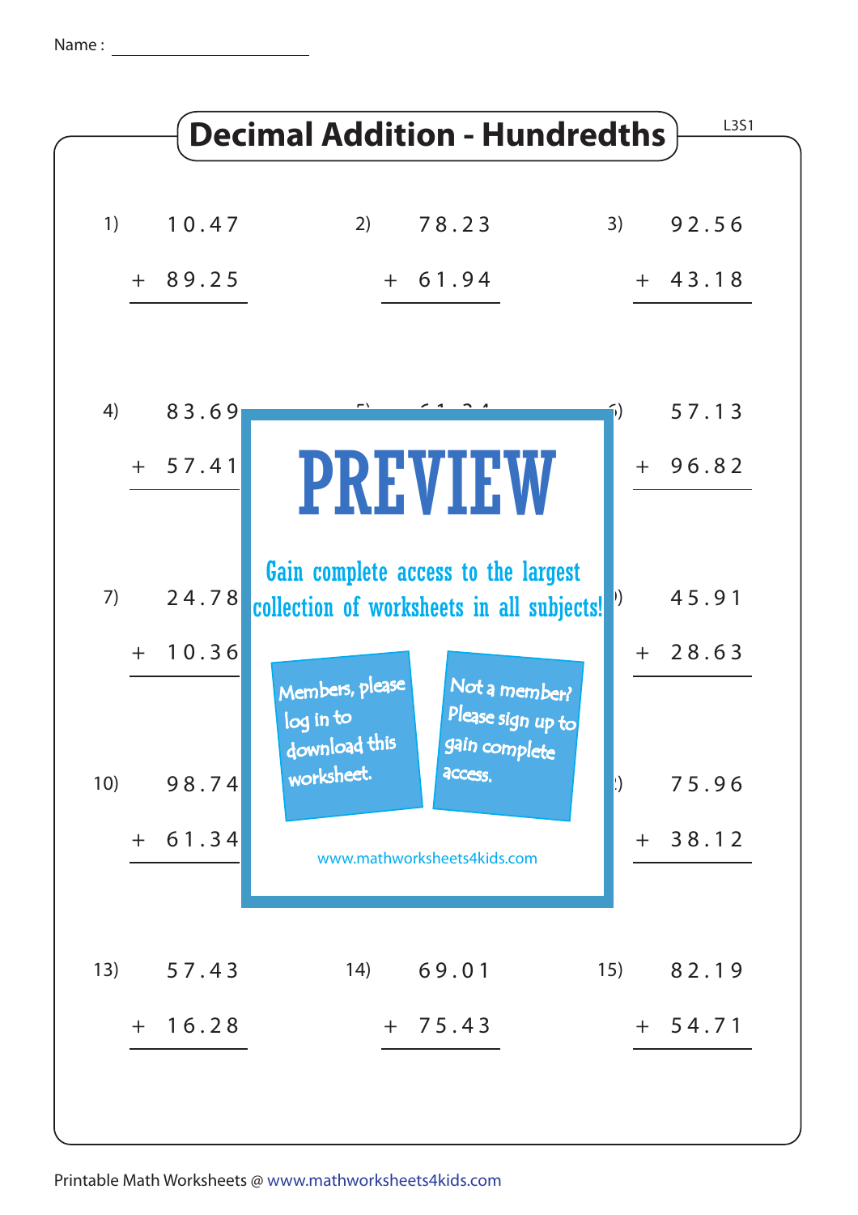Name : ____________________

# Decimal Addition - Hundredths

L3S1

1) $10.47 + 89.25$

2) $78.23 + 61.94$

3) $92.56 + 43.18$

4) $83.69 + 57.41$

6) $57.13 + 96.82$

7) $24.78 + 10.36$

9) $45.91 + 28.63$

10) $98.74 + 61.34$

12) $75.96 + 38.12$

13) $57.43 + 16.28$

14) $69.01 + 75.43$

15) $82.19 + 54.71$

PREVIEW

Gain complete access to the largest collection of worksheets in all subjects!

Members, please log in to download this worksheet.

Not a member? Please sign up to gain complete access.

www.mathworksheets4kids.com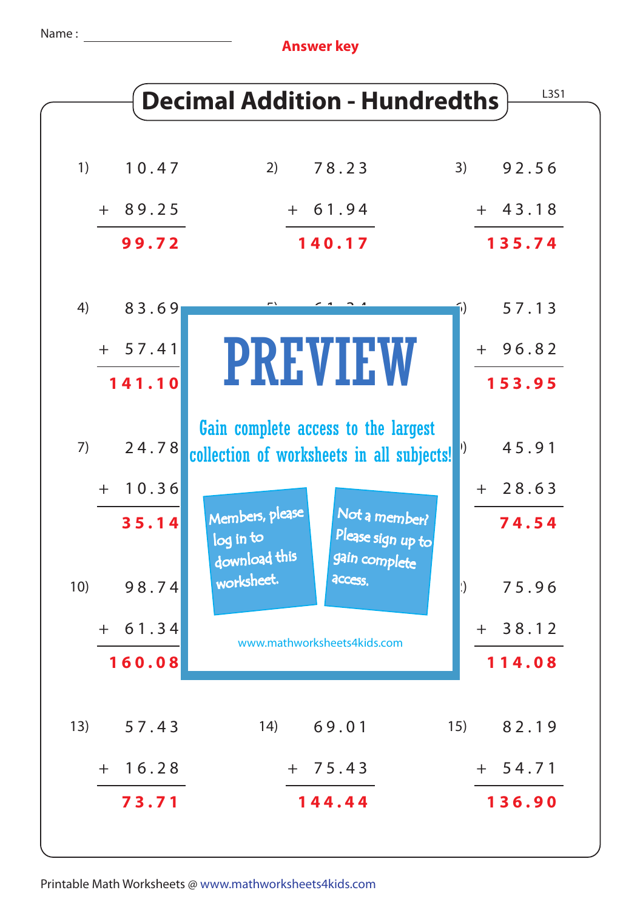Name : ____________________

**Answer key**

# Decimal Addition - Hundredths

L3S1

1) 10.47 + 89.25 = **99.72**

2) 78.23 + 61.94 = **140.17**

3) 92.56 + 43.18 = **135.74**

4) 83.69 + 57.41 = **141.10**

6) 57.13 + 96.82 = **153.95**

7) 24.78 + 10.36 = **35.14**

45.91 + 28.63 = **74.54**

10) 98.74 + 61.34 = **160.08**

75.96 + 38.12 = **114.08**

13) 57.43 + 16.28 = **73.71**

14) 69.01 + 75.43 = **144.44**

15) 82.19 + 54.71 = **136.90**

PREVIEW

Gain complete access to the largest collection of worksheets in all subjects!

Members, please log in to download this worksheet.

Not a member? Please sign up to gain complete access.

www.mathworksheets4kids.com

Printable Math Worksheets @ www.mathworksheets4kids.com